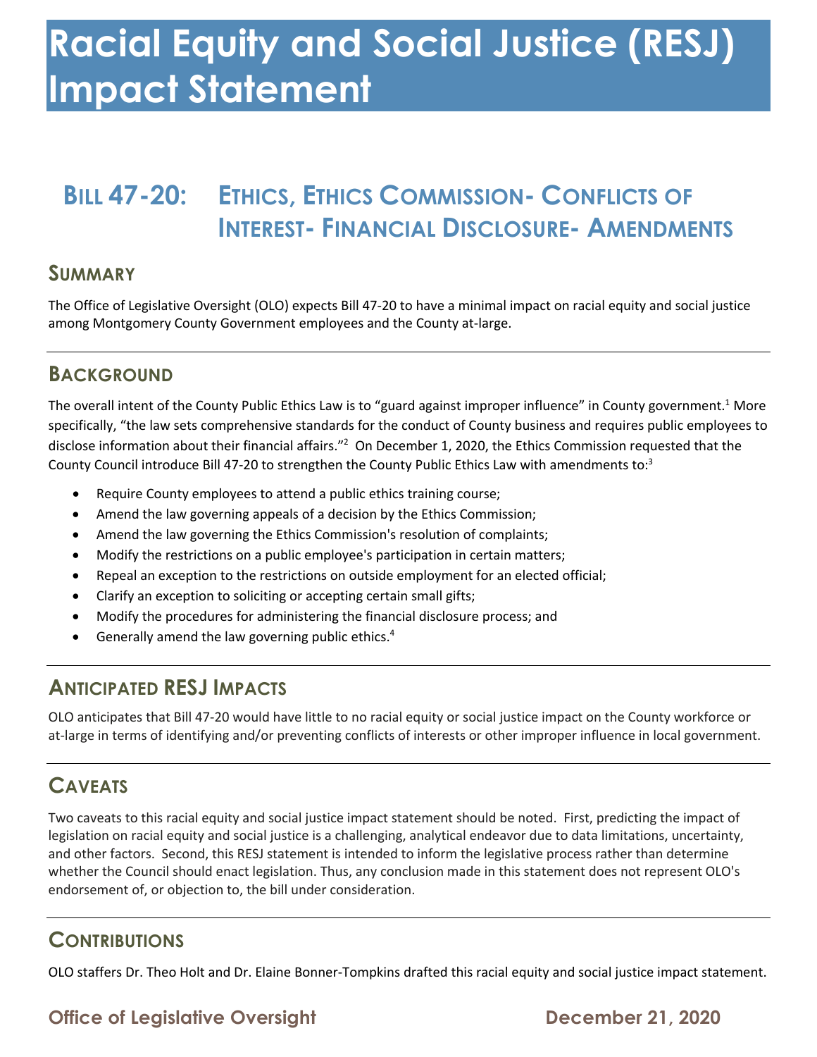# Racial Equity and Social Justice (RESJ) Impact Statement

## Bill 47-20: Ethics, Ethics Commission- Conflicts of Interest- Financial Disclosure- Amendments

### Summary

The Office of Legislative Oversight (OLO) expects Bill 47-20 to have a minimal impact on racial equity and social justice among Montgomery County Government employees and the County at-large.

### Background

The overall intent of the County Public Ethics Law is to "guard against improper influence" in County government.[1] More specifically, "the law sets comprehensive standards for the conduct of County business and requires public employees to disclose information about their financial affairs."[2] On December 1, 2020, the Ethics Commission requested that the County Council introduce Bill 47-20 to strengthen the County Public Ethics Law with amendments to:[3]

- Require County employees to attend a public ethics training course;
- Amend the law governing appeals of a decision by the Ethics Commission;
- Amend the law governing the Ethics Commission's resolution of complaints;
- Modify the restrictions on a public employee's participation in certain matters;
- Repeal an exception to the restrictions on outside employment for an elected official;
- Clarify an exception to soliciting or accepting certain small gifts;
- Modify the procedures for administering the financial disclosure process; and
- Generally amend the law governing public ethics.[4]

### Anticipated RESJ Impacts

OLO anticipates that Bill 47-20 would have little to no racial equity or social justice impact on the County workforce or at-large in terms of identifying and/or preventing conflicts of interests or other improper influence in local government.

### Caveats

Two caveats to this racial equity and social justice impact statement should be noted. First, predicting the impact of legislation on racial equity and social justice is a challenging, analytical endeavor due to data limitations, uncertainty, and other factors. Second, this RESJ statement is intended to inform the legislative process rather than determine whether the Council should enact legislation. Thus, any conclusion made in this statement does not represent OLO's endorsement of, or objection to, the bill under consideration.

### Contributions

OLO staffers Dr. Theo Holt and Dr. Elaine Bonner-Tompkins drafted this racial equity and social justice impact statement.

**Office of Legislative Oversight** **December 21, 2020**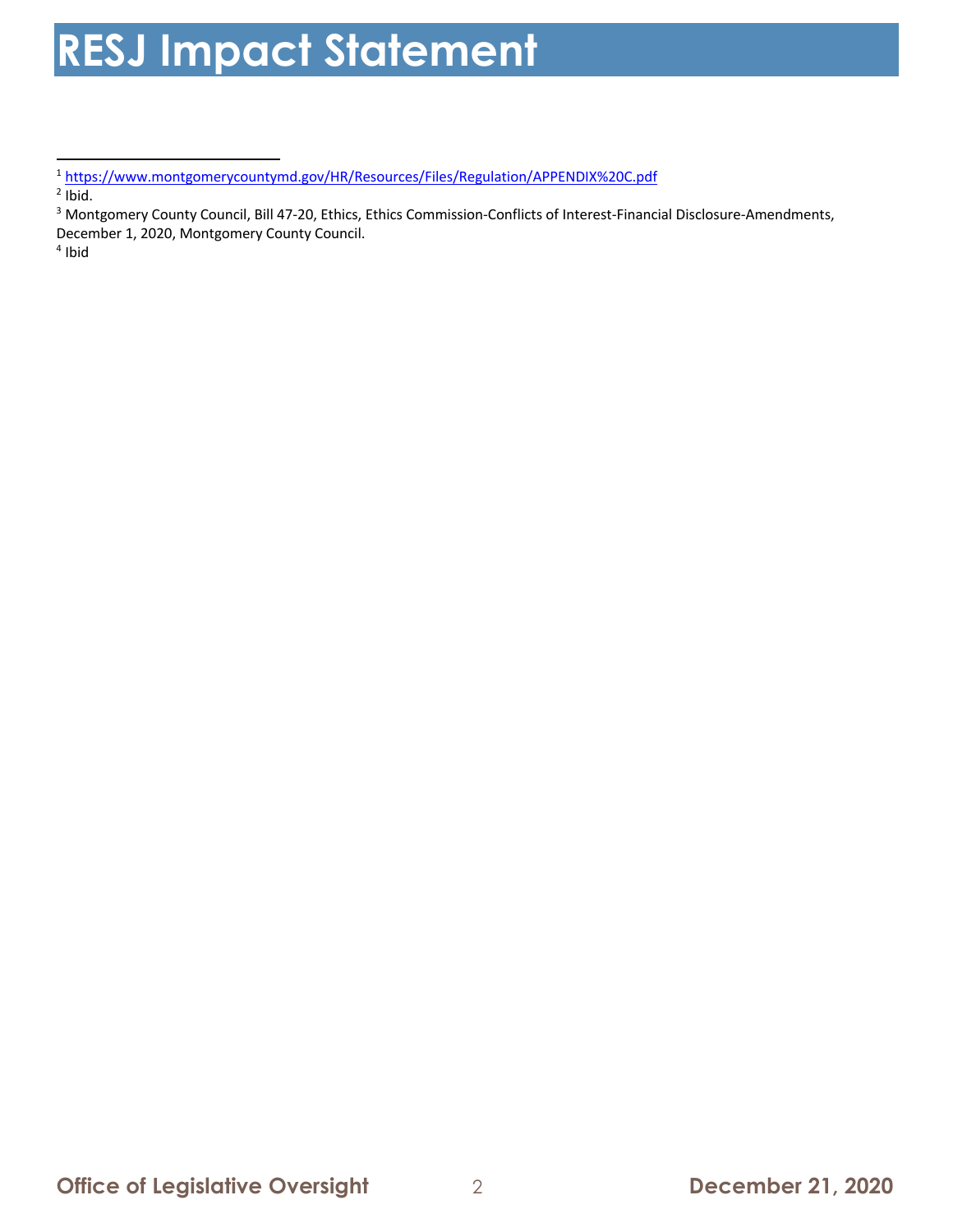[1] https://www.montgomerycountymd.gov/HR/Resources/Files/Regulation/APPENDIX%20C.pdf

[2] Ibid.

[3] Montgomery County Council, Bill 47-20, Ethics, Ethics Commission-Conflicts of Interest-Financial Disclosure-Amendments, December 1, 2020, Montgomery County Council.

[4] Ibid